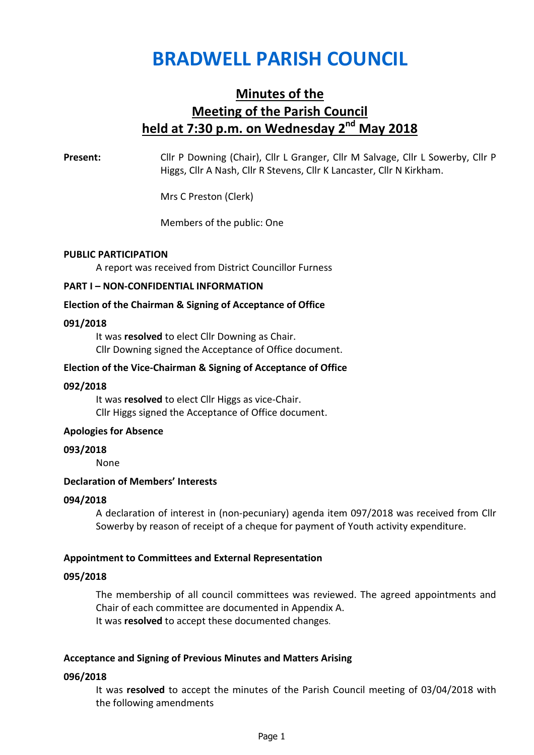# BRADWELL PARISH COUNCIL

## Minutes of the Meeting of the Parish Council held at 7:30 p.m. on Wednesday 2nd May 2018

**Present:** Cllr P Downing (Chair), Cllr L Granger, Cllr M Salvage, Cllr L Sowerby, Cllr P Higgs, Cllr A Nash, Cllr R Stevens, Cllr K Lancaster, Cllr N Kirkham.

Mrs C Preston (Clerk)

Members of the public: One

**PUBLIC PARTICIPATION**

A report was received from District Councillor Furness

**PART I – NON-CONFIDENTIAL INFORMATION**

**Election of the Chairman & Signing of Acceptance of Office**

**091/2018**

It was **resolved** to elect Cllr Downing as Chair.
Cllr Downing signed the Acceptance of Office document.

**Election of the Vice-Chairman & Signing of Acceptance of Office**

**092/2018**

It was **resolved** to elect Cllr Higgs as vice-Chair.
Cllr Higgs signed the Acceptance of Office document.

**Apologies for Absence**

**093/2018**

None

**Declaration of Members' Interests**

**094/2018**

A declaration of interest in (non-pecuniary) agenda item 097/2018 was received from Cllr Sowerby by reason of receipt of a cheque for payment of Youth activity expenditure.

**Appointment to Committees and External Representation**

**095/2018**

The membership of all council committees was reviewed. The agreed appointments and Chair of each committee are documented in Appendix A.
It was **resolved** to accept these documented changes.

**Acceptance and Signing of Previous Minutes and Matters Arising**

**096/2018**

It was **resolved** to accept the minutes of the Parish Council meeting of 03/04/2018 with the following amendments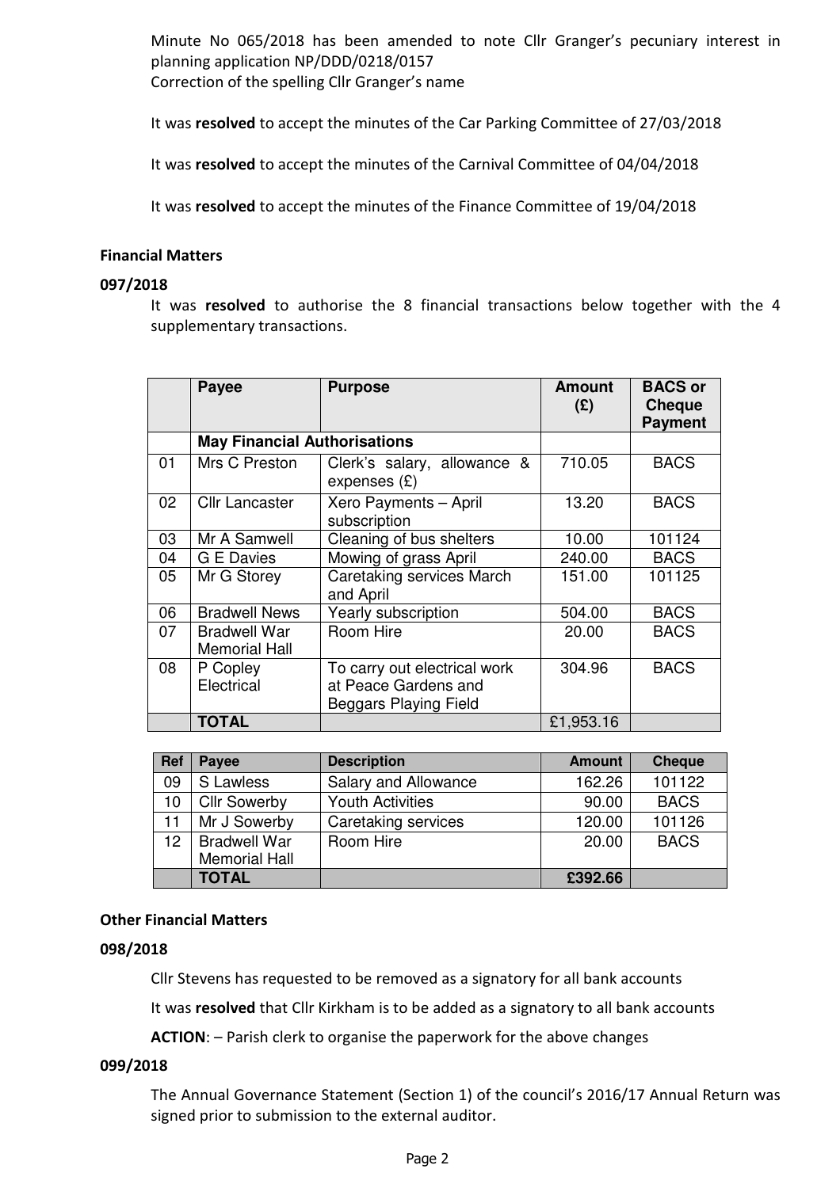Minute No 065/2018 has been amended to note Cllr Granger's pecuniary interest in planning application NP/DDD/0218/0157
Correction of the spelling Cllr Granger's name

It was **resolved** to accept the minutes of the Car Parking Committee of 27/03/2018

It was **resolved** to accept the minutes of the Carnival Committee of 04/04/2018

It was **resolved** to accept the minutes of the Finance Committee of 19/04/2018

### Financial Matters

### 097/2018

It was **resolved** to authorise the 8 financial transactions below together with the 4 supplementary transactions.

| | Payee | Purpose | Amount (£) | BACS or Cheque Payment |
|---|---|---|---|---|
| | **May Financial Authorisations** | | | |
| 01 | Mrs C Preston | Clerk's salary, allowance & expenses (£) | 710.05 | BACS |
| 02 | Cllr Lancaster | Xero Payments – April subscription | 13.20 | BACS |
| 03 | Mr A Samwell | Cleaning of bus shelters | 10.00 | 101124 |
| 04 | G E Davies | Mowing of grass April | 240.00 | BACS |
| 05 | Mr G Storey | Caretaking services March and April | 151.00 | 101125 |
| 06 | Bradwell News | Yearly subscription | 504.00 | BACS |
| 07 | Bradwell War Memorial Hall | Room Hire | 20.00 | BACS |
| 08 | P Copley Electrical | To carry out electrical work at Peace Gardens and Beggars Playing Field | 304.96 | BACS |
| | **TOTAL** | | £1,953.16 | |

| Ref | Payee | Description | Amount | Cheque |
|---|---|---|---|---|
| 09 | S Lawless | Salary and Allowance | 162.26 | 101122 |
| 10 | Cllr Sowerby | Youth Activities | 90.00 | BACS |
| 11 | Mr J Sowerby | Caretaking services | 120.00 | 101126 |
| 12 | Bradwell War Memorial Hall | Room Hire | 20.00 | BACS |
| | **TOTAL** | | **£392.66** | |

### Other Financial Matters

### 098/2018

Cllr Stevens has requested to be removed as a signatory for all bank accounts

It was **resolved** that Cllr Kirkham is to be added as a signatory to all bank accounts

**ACTION**: – Parish clerk to organise the paperwork for the above changes

### 099/2018

The Annual Governance Statement (Section 1) of the council's 2016/17 Annual Return was signed prior to submission to the external auditor.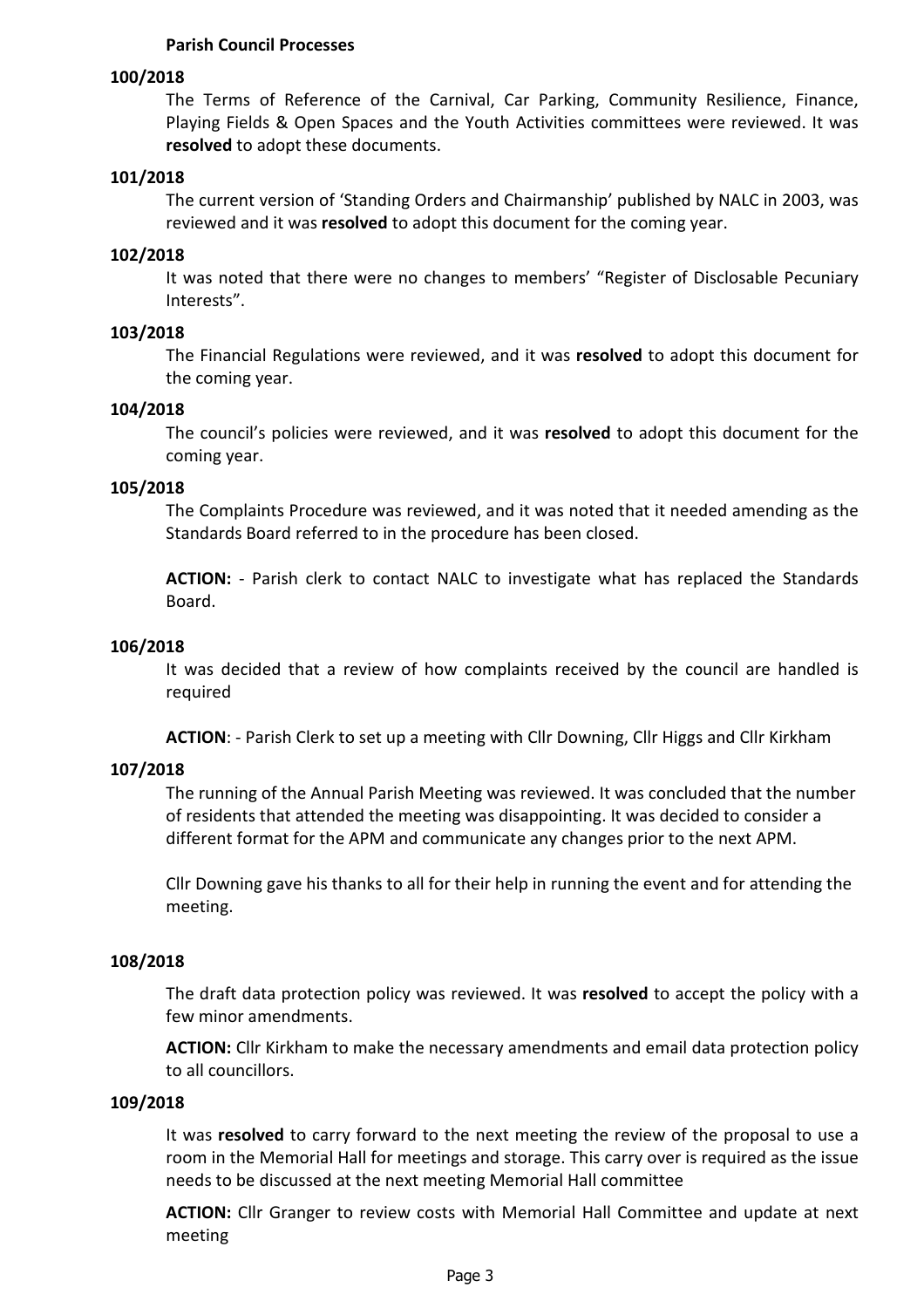**Parish Council Processes**

**100/2018**

The Terms of Reference of the Carnival, Car Parking, Community Resilience, Finance, Playing Fields & Open Spaces and the Youth Activities committees were reviewed. It was **resolved** to adopt these documents.

**101/2018**

The current version of 'Standing Orders and Chairmanship' published by NALC in 2003, was reviewed and it was **resolved** to adopt this document for the coming year.

**102/2018**

It was noted that there were no changes to members' "Register of Disclosable Pecuniary Interests".

**103/2018**

The Financial Regulations were reviewed, and it was **resolved** to adopt this document for the coming year.

**104/2018**

The council's policies were reviewed, and it was **resolved** to adopt this document for the coming year.

**105/2018**

The Complaints Procedure was reviewed, and it was noted that it needed amending as the Standards Board referred to in the procedure has been closed.

**ACTION:** - Parish clerk to contact NALC to investigate what has replaced the Standards Board.

**106/2018**

It was decided that a review of how complaints received by the council are handled is required

**ACTION**: - Parish Clerk to set up a meeting with Cllr Downing, Cllr Higgs and Cllr Kirkham

**107/2018**

The running of the Annual Parish Meeting was reviewed. It was concluded that the number of residents that attended the meeting was disappointing. It was decided to consider a different format for the APM and communicate any changes prior to the next APM.

Cllr Downing gave his thanks to all for their help in running the event and for attending the meeting.

**108/2018**

The draft data protection policy was reviewed. It was **resolved** to accept the policy with a few minor amendments.

**ACTION:** Cllr Kirkham to make the necessary amendments and email data protection policy to all councillors.

**109/2018**

It was **resolved** to carry forward to the next meeting the review of the proposal to use a room in the Memorial Hall for meetings and storage. This carry over is required as the issue needs to be discussed at the next meeting Memorial Hall committee

**ACTION:** Cllr Granger to review costs with Memorial Hall Committee and update at next meeting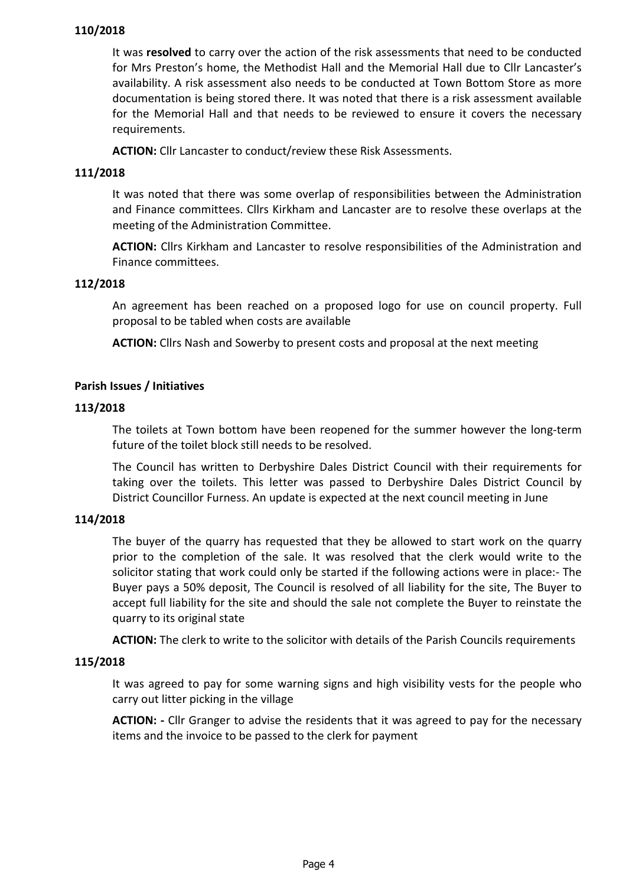**110/2018**

It was **resolved** to carry over the action of the risk assessments that need to be conducted for Mrs Preston's home, the Methodist Hall and the Memorial Hall due to Cllr Lancaster's availability. A risk assessment also needs to be conducted at Town Bottom Store as more documentation is being stored there. It was noted that there is a risk assessment available for the Memorial Hall and that needs to be reviewed to ensure it covers the necessary requirements.

**ACTION:** Cllr Lancaster to conduct/review these Risk Assessments.

**111/2018**

It was noted that there was some overlap of responsibilities between the Administration and Finance committees. Cllrs Kirkham and Lancaster are to resolve these overlaps at the meeting of the Administration Committee.

**ACTION:** Cllrs Kirkham and Lancaster to resolve responsibilities of the Administration and Finance committees.

**112/2018**

An agreement has been reached on a proposed logo for use on council property. Full proposal to be tabled when costs are available

**ACTION:** Cllrs Nash and Sowerby to present costs and proposal at the next meeting

**Parish Issues / Initiatives**

**113/2018**

The toilets at Town bottom have been reopened for the summer however the long-term future of the toilet block still needs to be resolved.

The Council has written to Derbyshire Dales District Council with their requirements for taking over the toilets. This letter was passed to Derbyshire Dales District Council by District Councillor Furness. An update is expected at the next council meeting in June

**114/2018**

The buyer of the quarry has requested that they be allowed to start work on the quarry prior to the completion of the sale. It was resolved that the clerk would write to the solicitor stating that work could only be started if the following actions were in place:- The Buyer pays a 50% deposit, The Council is resolved of all liability for the site, The Buyer to accept full liability for the site and should the sale not complete the Buyer to reinstate the quarry to its original state

**ACTION:** The clerk to write to the solicitor with details of the Parish Councils requirements

**115/2018**

It was agreed to pay for some warning signs and high visibility vests for the people who carry out litter picking in the village

**ACTION: -** Cllr Granger to advise the residents that it was agreed to pay for the necessary items and the invoice to be passed to the clerk for payment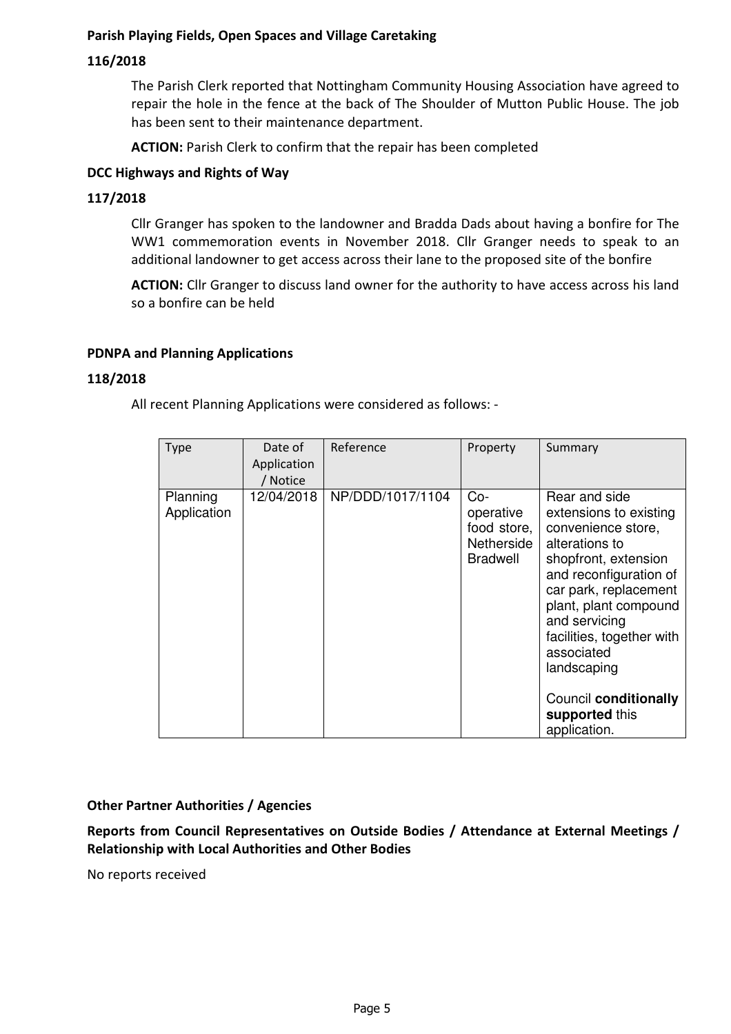**Parish Playing Fields, Open Spaces and Village Caretaking**

**116/2018**

The Parish Clerk reported that Nottingham Community Housing Association have agreed to repair the hole in the fence at the back of The Shoulder of Mutton Public House. The job has been sent to their maintenance department.

**ACTION:** Parish Clerk to confirm that the repair has been completed

**DCC Highways and Rights of Way**

**117/2018**

Cllr Granger has spoken to the landowner and Bradda Dads about having a bonfire for The WW1 commemoration events in November 2018. Cllr Granger needs to speak to an additional landowner to get access across their lane to the proposed site of the bonfire

**ACTION:** Cllr Granger to discuss land owner for the authority to have access across his land so a bonfire can be held

**PDNPA and Planning Applications**

**118/2018**

All recent Planning Applications were considered as follows: -

| Type | Date of Application / Notice | Reference | Property | Summary |
|---|---|---|---|---|
| Planning Application | 12/04/2018 | NP/DDD/1017/1104 | Co-operative food store, Netherside Bradwell | Rear and side extensions to existing convenience store, alterations to shopfront, extension and reconfiguration of car park, replacement plant, plant compound and servicing facilities, together with associated landscaping<br><br>Council **conditionally supported** this application. |

**Other Partner Authorities / Agencies**

**Reports from Council Representatives on Outside Bodies / Attendance at External Meetings / Relationship with Local Authorities and Other Bodies**

No reports received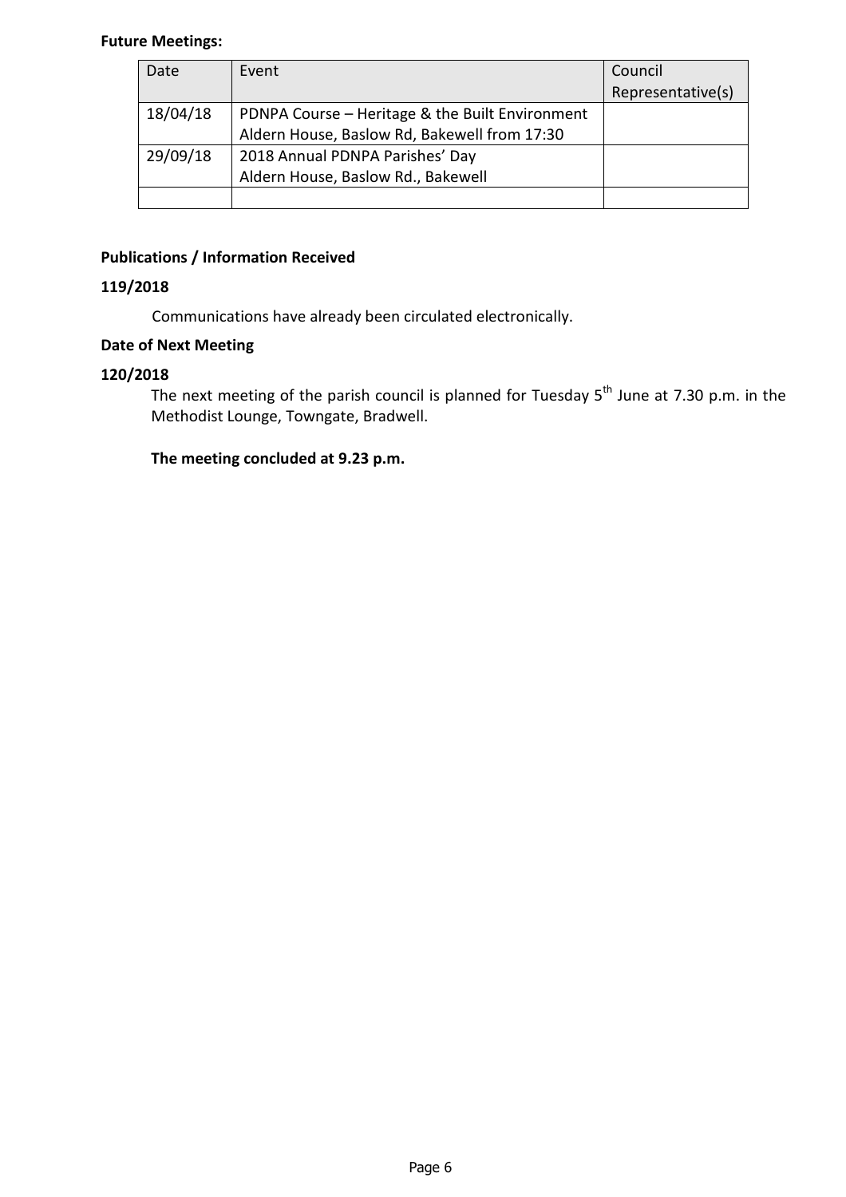**Future Meetings:**

| Date | Event | Council Representative(s) |
|---|---|---|
| 18/04/18 | PDNPA Course – Heritage & the Built Environment Aldern House, Baslow Rd, Bakewell from 17:30 | |
| 29/09/18 | 2018 Annual PDNPA Parishes' Day Aldern House, Baslow Rd., Bakewell | |
| | | |

**Publications / Information Received**

**119/2018**

Communications have already been circulated electronically.

**Date of Next Meeting**

**120/2018**

The next meeting of the parish council is planned for Tuesday 5th June at 7.30 p.m. in the Methodist Lounge, Towngate, Bradwell.

**The meeting concluded at 9.23 p.m.**